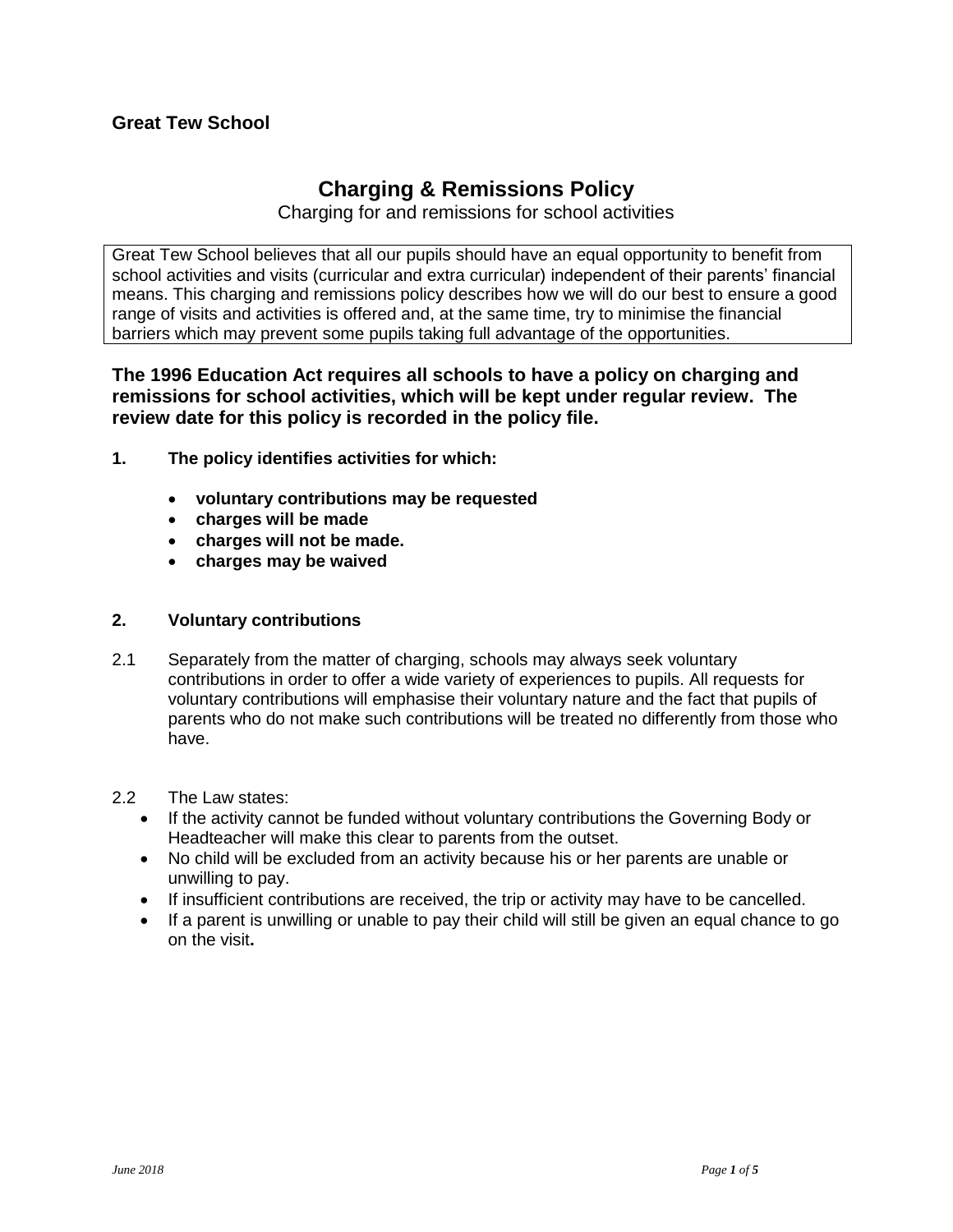**Great Tew School**

# Charging & Remissions Policy

Charging for and remissions for school activities

Great Tew School believes that all our pupils should have an equal opportunity to benefit from school activities and visits (curricular and extra curricular) independent of their parents' financial means. This charging and remissions policy describes how we will do our best to ensure a good range of visits and activities is offered and, at the same time, try to minimise the financial barriers which may prevent some pupils taking full advantage of the opportunities.

**The 1996 Education Act requires all schools to have a policy on charging and remissions for school activities, which will be kept under regular review. The review date for this policy is recorded in the policy file.**

## 1. The policy identifies activities for which:

- **voluntary contributions may be requested**
- **charges will be made**
- **charges will not be made.**
- **charges may be waived**

## 2. Voluntary contributions

2.1 Separately from the matter of charging, schools may always seek voluntary contributions in order to offer a wide variety of experiences to pupils. All requests for voluntary contributions will emphasise their voluntary nature and the fact that pupils of parents who do not make such contributions will be treated no differently from those who have.

2.2 The Law states:

- If the activity cannot be funded without voluntary contributions the Governing Body or Headteacher will make this clear to parents from the outset.
- No child will be excluded from an activity because his or her parents are unable or unwilling to pay.
- If insufficient contributions are received, the trip or activity may have to be cancelled.
- If a parent is unwilling or unable to pay their child will still be given an equal chance to go on the visit**.**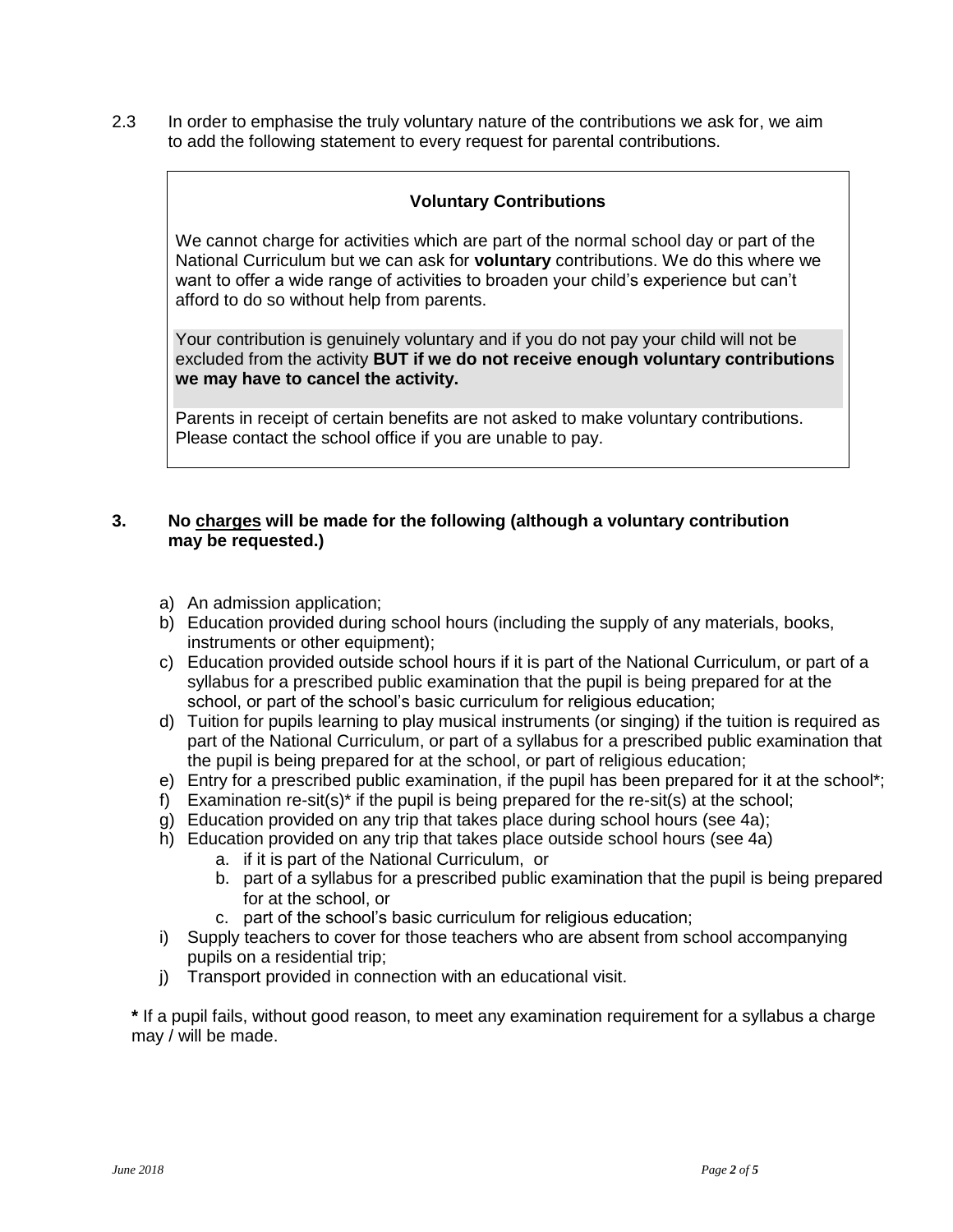2.3 In order to emphasise the truly voluntary nature of the contributions we ask for, we aim to add the following statement to every request for parental contributions.

> **Voluntary Contributions**
>
> We cannot charge for activities which are part of the normal school day or part of the National Curriculum but we can ask for **voluntary** contributions. We do this where we want to offer a wide range of activities to broaden your child's experience but can't afford to do so without help from parents.
>
> Your contribution is genuinely voluntary and if you do not pay your child will not be excluded from the activity **BUT if we do not receive enough voluntary contributions we may have to cancel the activity.**
>
> Parents in receipt of certain benefits are not asked to make voluntary contributions. Please contact the school office if you are unable to pay.

## 3. No <u>charges</u> will be made for the following (although a voluntary contribution may be requested.)

a) An admission application;
b) Education provided during school hours (including the supply of any materials, books, instruments or other equipment);
c) Education provided outside school hours if it is part of the National Curriculum, or part of a syllabus for a prescribed public examination that the pupil is being prepared for at the school, or part of the school's basic curriculum for religious education;
d) Tuition for pupils learning to play musical instruments (or singing) if the tuition is required as part of the National Curriculum, or part of a syllabus for a prescribed public examination that the pupil is being prepared for at the school, or part of religious education;
e) Entry for a prescribed public examination, if the pupil has been prepared for it at the school*;
f) Examination re-sit(s)* if the pupil is being prepared for the re-sit(s) at the school;
g) Education provided on any trip that takes place during school hours (see 4a);
h) Education provided on any trip that takes place outside school hours (see 4a)
    a. if it is part of the National Curriculum, or
    b. part of a syllabus for a prescribed public examination that the pupil is being prepared for at the school, or
    c. part of the school's basic curriculum for religious education;
i) Supply teachers to cover for those teachers who are absent from school accompanying pupils on a residential trip;
j) Transport provided in connection with an educational visit.

**\*** If a pupil fails, without good reason, to meet any examination requirement for a syllabus a charge may / will be made.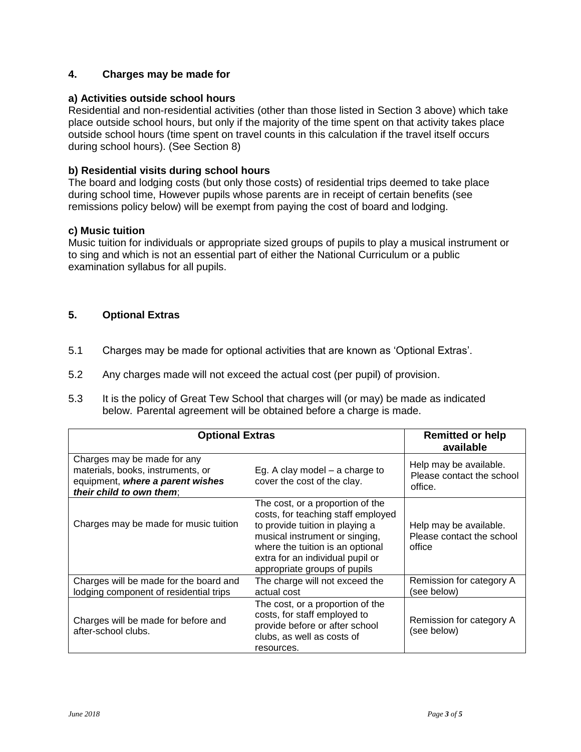## 4. Charges may be made for

### a) Activities outside school hours

Residential and non-residential activities (other than those listed in Section 3 above) which take place outside school hours, but only if the majority of the time spent on that activity takes place outside school hours (time spent on travel counts in this calculation if the travel itself occurs during school hours). (See Section 8)

### b) Residential visits during school hours

The board and lodging costs (but only those costs) of residential trips deemed to take place during school time, However pupils whose parents are in receipt of certain benefits (see remissions policy below) will be exempt from paying the cost of board and lodging.

### c) Music tuition

Music tuition for individuals or appropriate sized groups of pupils to play a musical instrument or to sing and which is not an essential part of either the National Curriculum or a public examination syllabus for all pupils.

## 5. Optional Extras

5.1 Charges may be made for optional activities that are known as 'Optional Extras'.

5.2 Any charges made will not exceed the actual cost (per pupil) of provision.

5.3 It is the policy of Great Tew School that charges will (or may) be made as indicated below. Parental agreement will be obtained before a charge is made.

| Optional Extras | | Remitted or help available |
|---|---|---|
| Charges may be made for any materials, books, instruments, or equipment, ***where a parent wishes their child to own them***; | Eg. A clay model – a charge to cover the cost of the clay. | Help may be available. Please contact the school office. |
| Charges may be made for music tuition | The cost, or a proportion of the costs, for teaching staff employed to provide tuition in playing a musical instrument or singing, where the tuition is an optional extra for an individual pupil or appropriate groups of pupils | Help may be available. Please contact the school office |
| Charges will be made for the board and lodging component of residential trips | The charge will not exceed the actual cost | Remission for category A (see below) |
| Charges will be made for before and after-school clubs. | The cost, or a proportion of the costs, for staff employed to provide before or after school clubs, as well as costs of resources. | Remission for category A (see below) |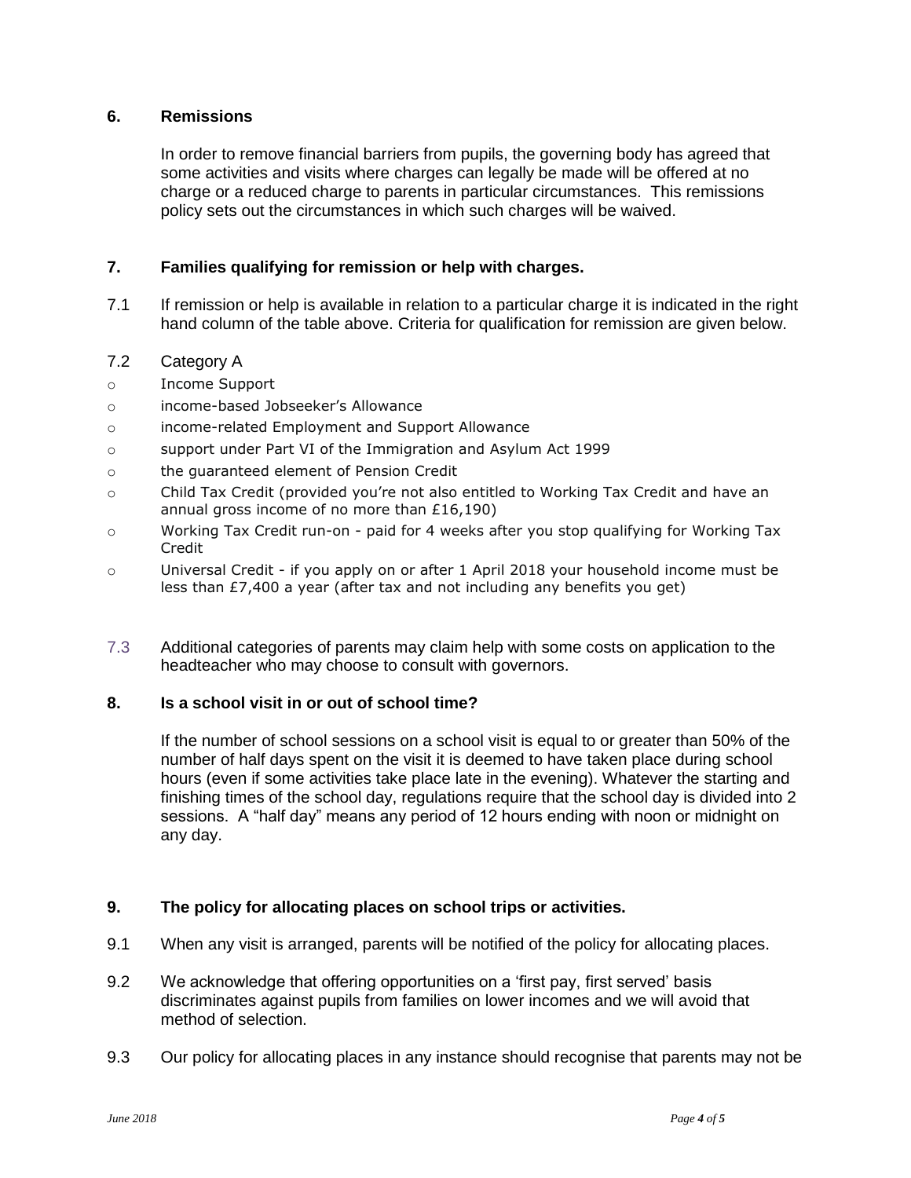## 6. Remissions

In order to remove financial barriers from pupils, the governing body has agreed that some activities and visits where charges can legally be made will be offered at no charge or a reduced charge to parents in particular circumstances. This remissions policy sets out the circumstances in which such charges will be waived.

## 7. Families qualifying for remission or help with charges.

7.1 If remission or help is available in relation to a particular charge it is indicated in the right hand column of the table above. Criteria for qualification for remission are given below.

7.2 Category A

- Income Support
- income-based Jobseeker's Allowance
- income-related Employment and Support Allowance
- support under Part VI of the Immigration and Asylum Act 1999
- the guaranteed element of Pension Credit
- Child Tax Credit (provided you're not also entitled to Working Tax Credit and have an annual gross income of no more than £16,190)
- Working Tax Credit run-on - paid for 4 weeks after you stop qualifying for Working Tax Credit
- Universal Credit - if you apply on or after 1 April 2018 your household income must be less than £7,400 a year (after tax and not including any benefits you get)

7.3 Additional categories of parents may claim help with some costs on application to the headteacher who may choose to consult with governors.

## 8. Is a school visit in or out of school time?

If the number of school sessions on a school visit is equal to or greater than 50% of the number of half days spent on the visit it is deemed to have taken place during school hours (even if some activities take place late in the evening). Whatever the starting and finishing times of the school day, regulations require that the school day is divided into 2 sessions. A "half day" means any period of 12 hours ending with noon or midnight on any day.

## 9. The policy for allocating places on school trips or activities.

9.1 When any visit is arranged, parents will be notified of the policy for allocating places.

9.2 We acknowledge that offering opportunities on a 'first pay, first served' basis discriminates against pupils from families on lower incomes and we will avoid that method of selection.

9.3 Our policy for allocating places in any instance should recognise that parents may not be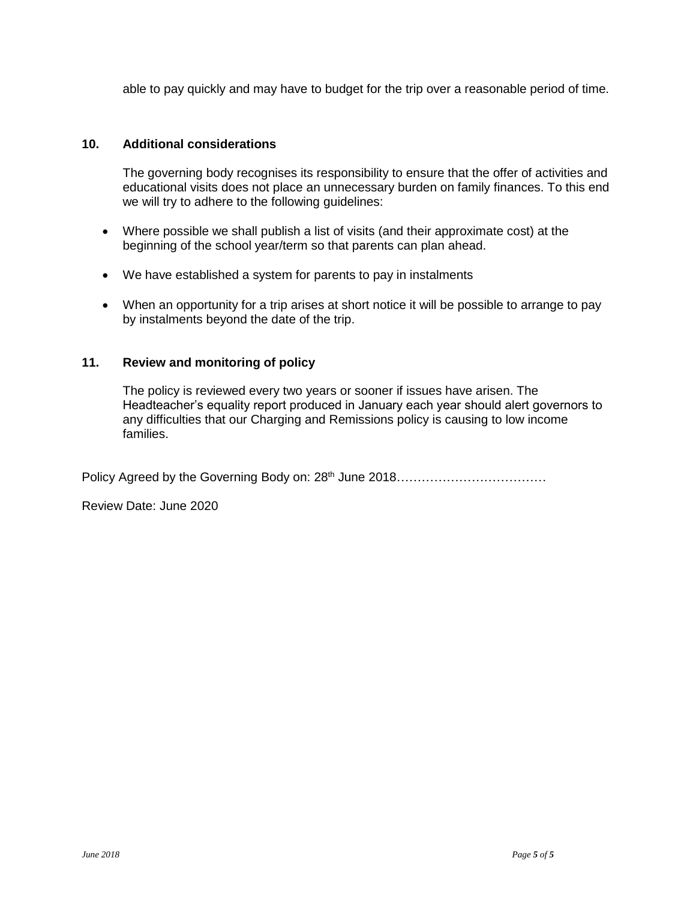able to pay quickly and may have to budget for the trip over a reasonable period of time.

## 10. Additional considerations

The governing body recognises its responsibility to ensure that the offer of activities and educational visits does not place an unnecessary burden on family finances. To this end we will try to adhere to the following guidelines:

- Where possible we shall publish a list of visits (and their approximate cost) at the beginning of the school year/term so that parents can plan ahead.
- We have established a system for parents to pay in instalments
- When an opportunity for a trip arises at short notice it will be possible to arrange to pay by instalments beyond the date of the trip.

## 11. Review and monitoring of policy

The policy is reviewed every two years or sooner if issues have arisen. The Headteacher's equality report produced in January each year should alert governors to any difficulties that our Charging and Remissions policy is causing to low income families.

Policy Agreed by the Governing Body on: 28th June 2018………………………………

Review Date: June 2020